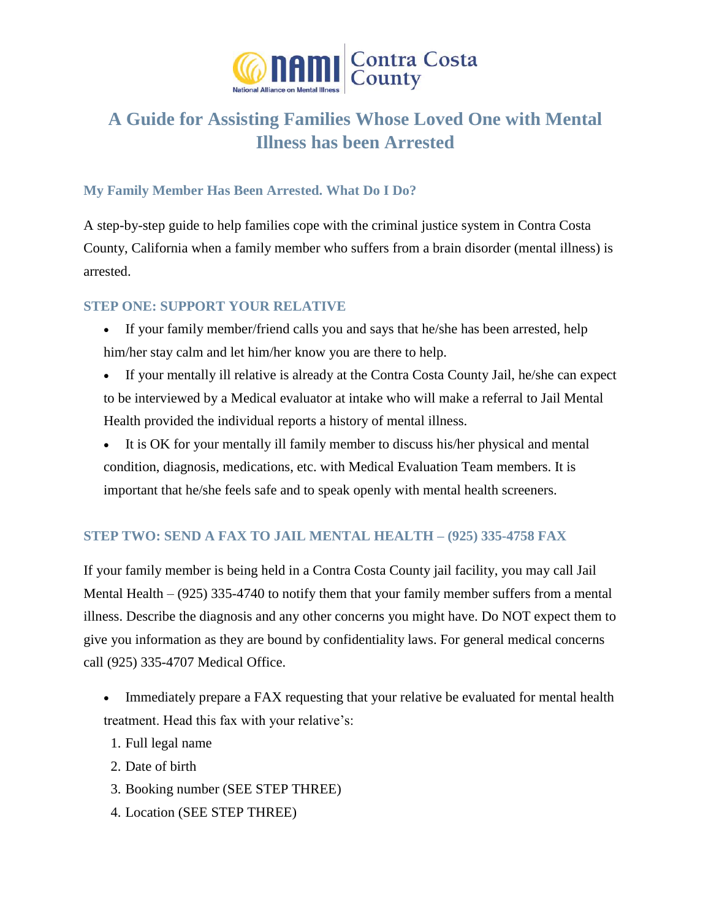# A Guide for Assisting Families Whose Loved One with Mental Illness has been Arrested

## My Family Member Has Been Arrested. What Do I Do?

A step-by-step guide to help families cope with the criminal justice system in Contra Costa County, California when a family member who suffers from a brain disorder (mental illness) is arrested.

### STEP ONE: SUPPORT YOUR RELATIVE

- If your family member/friend calls you and says that he/she has been arrested, help him/her stay calm and let him/her know you are there to help.
- If your mentally ill relative is already at the Contra Costa County Jail, he/she can expect to be interviewed by a Medical evaluator at intake who will make a referral to Jail Mental Health provided the individual reports a history of mental illness.
- It is OK for your mentally ill family member to discuss his/her physical and mental condition, diagnosis, medications, etc. with Medical Evaluation Team members. It is important that he/she feels safe and to speak openly with mental health screeners.

### STEP TWO: SEND A FAX TO JAIL MENTAL HEALTH – (925) 335-4758 FAX

If your family member is being held in a Contra Costa County jail facility, you may call Jail Mental Health – (925) 335-4740 to notify them that your family member suffers from a mental illness. Describe the diagnosis and any other concerns you might have. Do NOT expect them to give you information as they are bound by confidentiality laws. For general medical concerns call (925) 335-4707 Medical Office.

- Immediately prepare a FAX requesting that your relative be evaluated for mental health treatment. Head this fax with your relative's:
  1. Full legal name
  2. Date of birth
  3. Booking number (SEE STEP THREE)
  4. Location (SEE STEP THREE)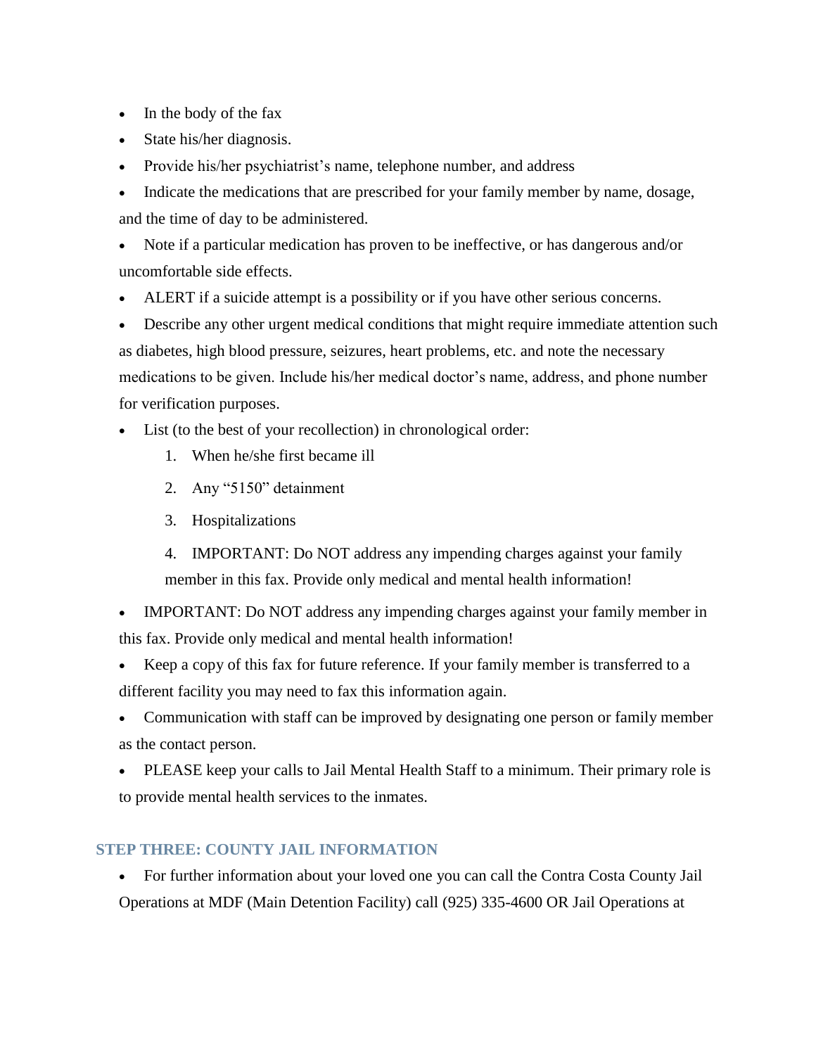- In the body of the fax
- State his/her diagnosis.
- Provide his/her psychiatrist's name, telephone number, and address
- Indicate the medications that are prescribed for your family member by name, dosage, and the time of day to be administered.
- Note if a particular medication has proven to be ineffective, or has dangerous and/or uncomfortable side effects.
- ALERT if a suicide attempt is a possibility or if you have other serious concerns.
- Describe any other urgent medical conditions that might require immediate attention such as diabetes, high blood pressure, seizures, heart problems, etc. and note the necessary medications to be given. Include his/her medical doctor's name, address, and phone number for verification purposes.
- List (to the best of your recollection) in chronological order:
    1. When he/she first became ill
    2. Any "5150" detainment
    3. Hospitalizations
    4. IMPORTANT: Do NOT address any impending charges against your family member in this fax. Provide only medical and mental health information!
- IMPORTANT: Do NOT address any impending charges against your family member in this fax. Provide only medical and mental health information!
- Keep a copy of this fax for future reference. If your family member is transferred to a different facility you may need to fax this information again.
- Communication with staff can be improved by designating one person or family member as the contact person.
- PLEASE keep your calls to Jail Mental Health Staff to a minimum. Their primary role is to provide mental health services to the inmates.

### STEP THREE: COUNTY JAIL INFORMATION

- For further information about your loved one you can call the Contra Costa County Jail Operations at MDF (Main Detention Facility) call (925) 335-4600 OR Jail Operations at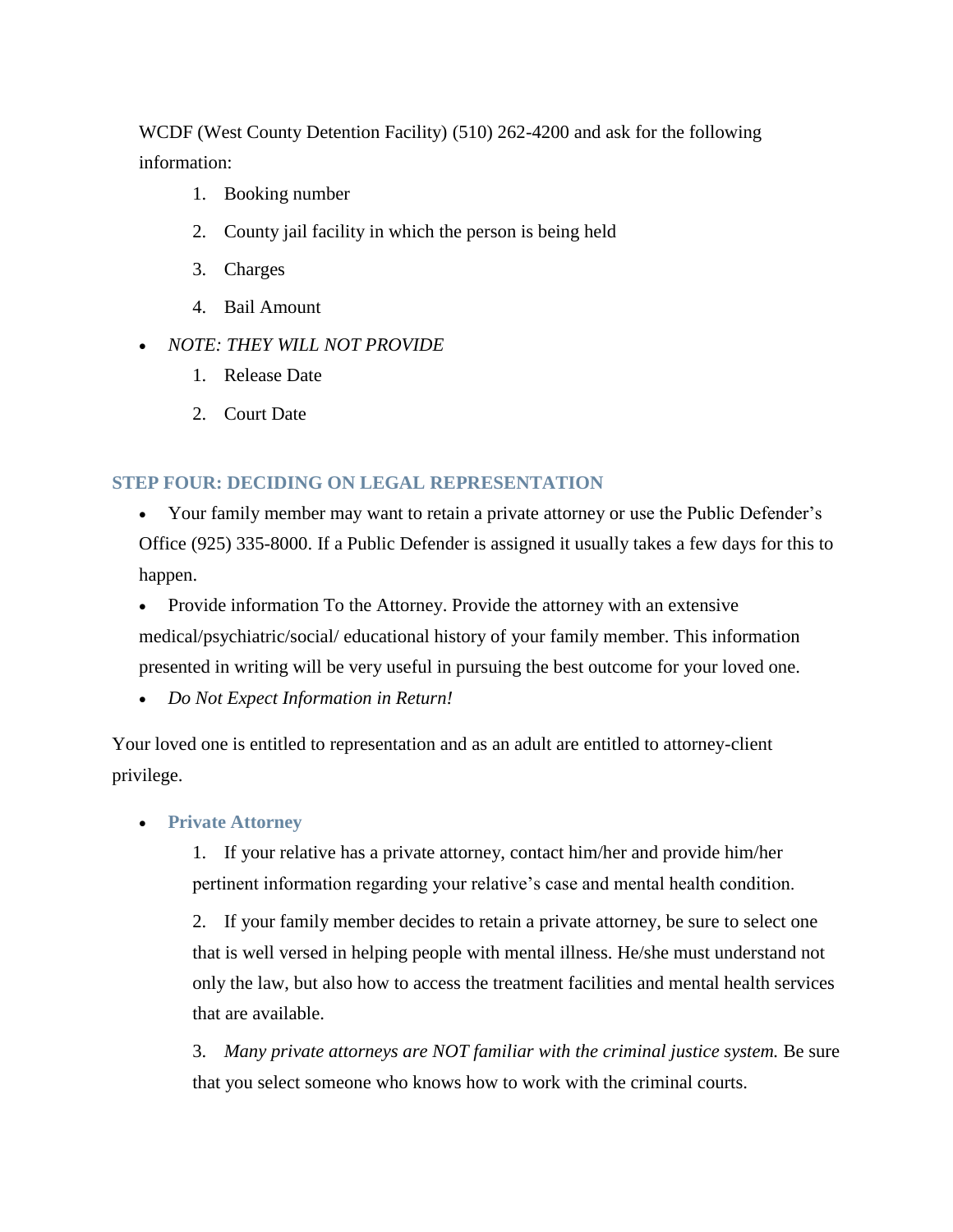WCDF (West County Detention Facility) (510) 262-4200 and ask for the following information:

1. Booking number
2. County jail facility in which the person is being held
3. Charges
4. Bail Amount

- *NOTE: THEY WILL NOT PROVIDE*
    1. Release Date
    2. Court Date

### STEP FOUR: DECIDING ON LEGAL REPRESENTATION

- Your family member may want to retain a private attorney or use the Public Defender's Office (925) 335-8000. If a Public Defender is assigned it usually takes a few days for this to happen.
- Provide information To the Attorney. Provide the attorney with an extensive medical/psychiatric/social/ educational history of your family member. This information presented in writing will be very useful in pursuing the best outcome for your loved one.
- *Do Not Expect Information in Return!*

Your loved one is entitled to representation and as an adult are entitled to attorney-client privilege.

- **Private Attorney**
    1. If your relative has a private attorney, contact him/her and provide him/her pertinent information regarding your relative's case and mental health condition.
    2. If your family member decides to retain a private attorney, be sure to select one that is well versed in helping people with mental illness. He/she must understand not only the law, but also how to access the treatment facilities and mental health services that are available.
    3. *Many private attorneys are NOT familiar with the criminal justice system.* Be sure that you select someone who knows how to work with the criminal courts.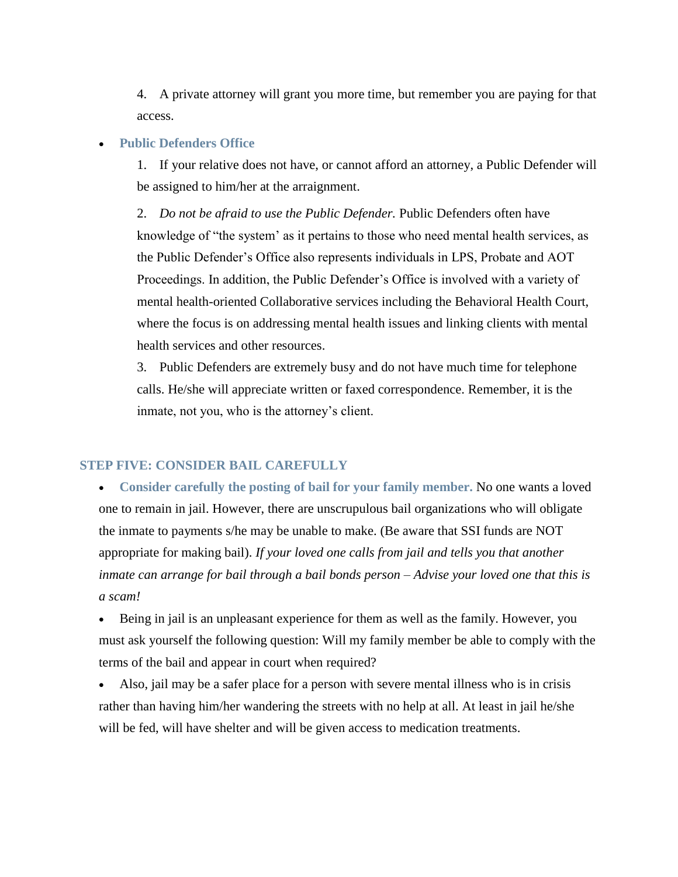4. A private attorney will grant you more time, but remember you are paying for that access.

- **Public Defenders Office**

1. If your relative does not have, or cannot afford an attorney, a Public Defender will be assigned to him/her at the arraignment.

2. *Do not be afraid to use the Public Defender.* Public Defenders often have knowledge of "the system' as it pertains to those who need mental health services, as the Public Defender's Office also represents individuals in LPS, Probate and AOT Proceedings. In addition, the Public Defender's Office is involved with a variety of mental health-oriented Collaborative services including the Behavioral Health Court, where the focus is on addressing mental health issues and linking clients with mental health services and other resources.

3. Public Defenders are extremely busy and do not have much time for telephone calls. He/she will appreciate written or faxed correspondence. Remember, it is the inmate, not you, who is the attorney's client.

## STEP FIVE: CONSIDER BAIL CAREFULLY

- **Consider carefully the posting of bail for your family member.** No one wants a loved one to remain in jail. However, there are unscrupulous bail organizations who will obligate the inmate to payments s/he may be unable to make. (Be aware that SSI funds are NOT appropriate for making bail). *If your loved one calls from jail and tells you that another inmate can arrange for bail through a bail bonds person – Advise your loved one that this is a scam!*
- Being in jail is an unpleasant experience for them as well as the family. However, you must ask yourself the following question: Will my family member be able to comply with the terms of the bail and appear in court when required?
- Also, jail may be a safer place for a person with severe mental illness who is in crisis rather than having him/her wandering the streets with no help at all. At least in jail he/she will be fed, will have shelter and will be given access to medication treatments.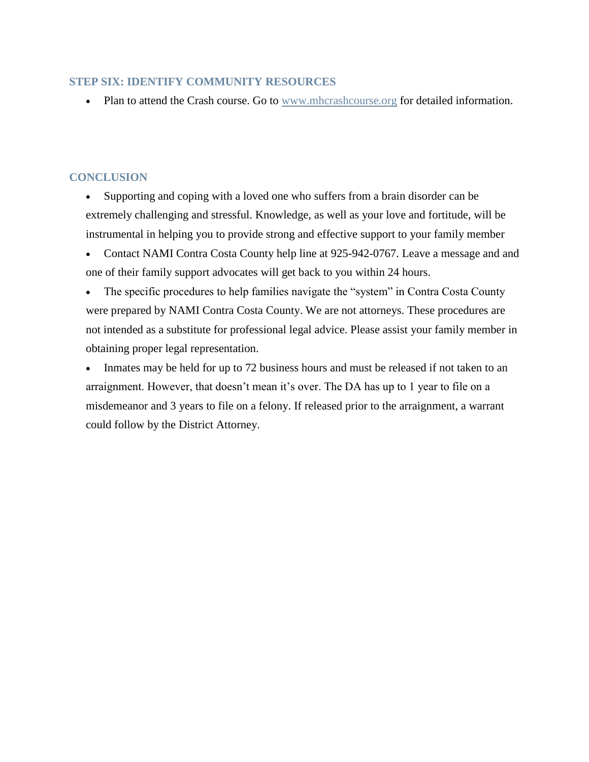## STEP SIX: IDENTIFY COMMUNITY RESOURCES

- Plan to attend the Crash course. Go to [www.mhcrashcourse.org](http://www.mhcrashcourse.org) for detailed information.

## CONCLUSION

- Supporting and coping with a loved one who suffers from a brain disorder can be extremely challenging and stressful. Knowledge, as well as your love and fortitude, will be instrumental in helping you to provide strong and effective support to your family member
- Contact NAMI Contra Costa County help line at 925-942-0767. Leave a message and and one of their family support advocates will get back to you within 24 hours.
- The specific procedures to help families navigate the "system" in Contra Costa County were prepared by NAMI Contra Costa County. We are not attorneys. These procedures are not intended as a substitute for professional legal advice. Please assist your family member in obtaining proper legal representation.
- Inmates may be held for up to 72 business hours and must be released if not taken to an arraignment. However, that doesn't mean it's over. The DA has up to 1 year to file on a misdemeanor and 3 years to file on a felony. If released prior to the arraignment, a warrant could follow by the District Attorney.